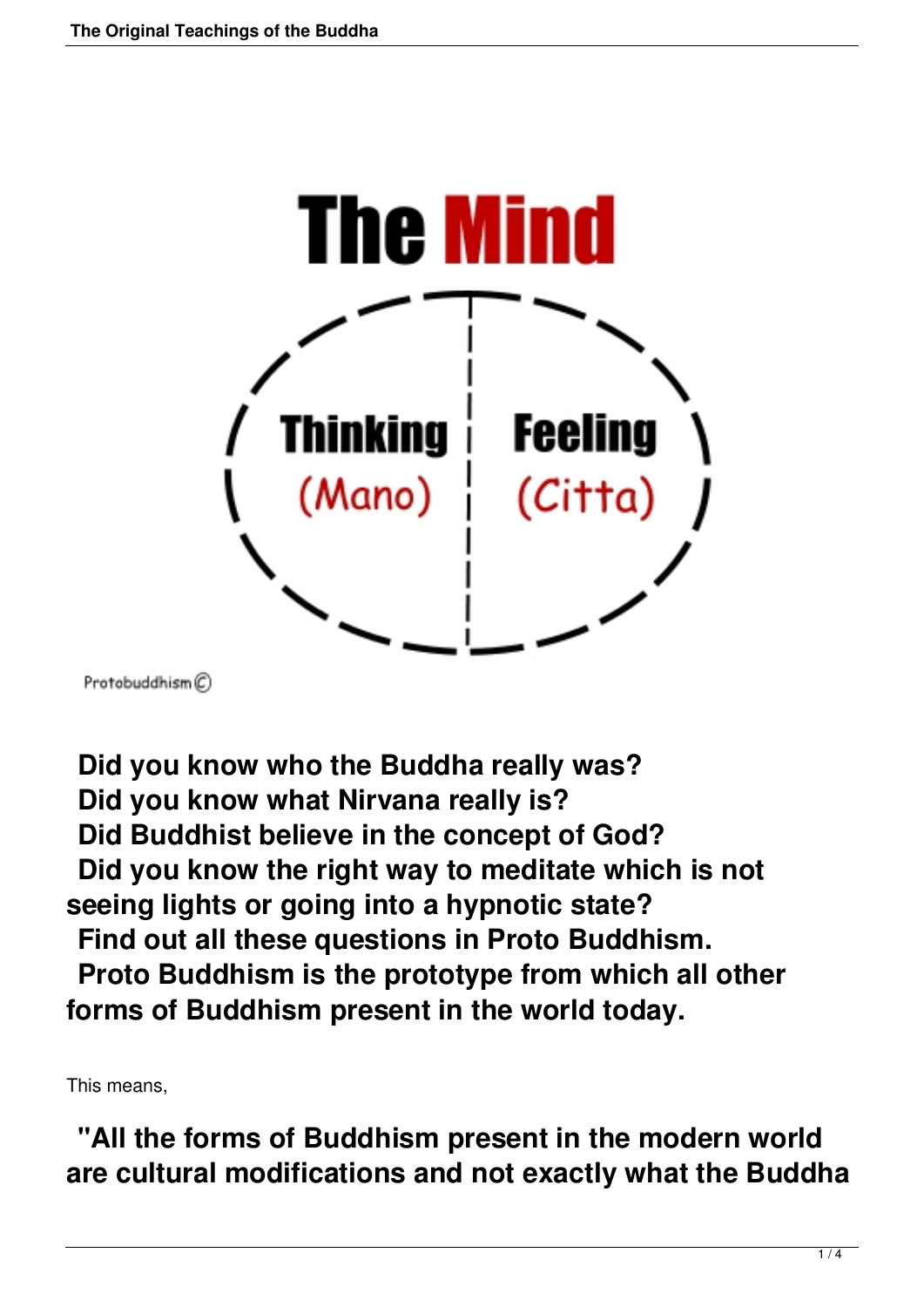# The Mind

Thinking (Mano) | Feeling (Citta)

Protobuddhism©

**Did you know who the Buddha really was?**
**Did you know what Nirvana really is?**
**Did Buddhist believe in the concept of God?**
**Did you know the right way to meditate which is not seeing lights or going into a hypnotic state?**
**Find out all these questions in Proto Buddhism.**
**Proto Buddhism is the prototype from which all other forms of Buddhism present in the world today.**

This means,

**"All the forms of Buddhism present in the modern world are cultural modifications and not exactly what the Buddha**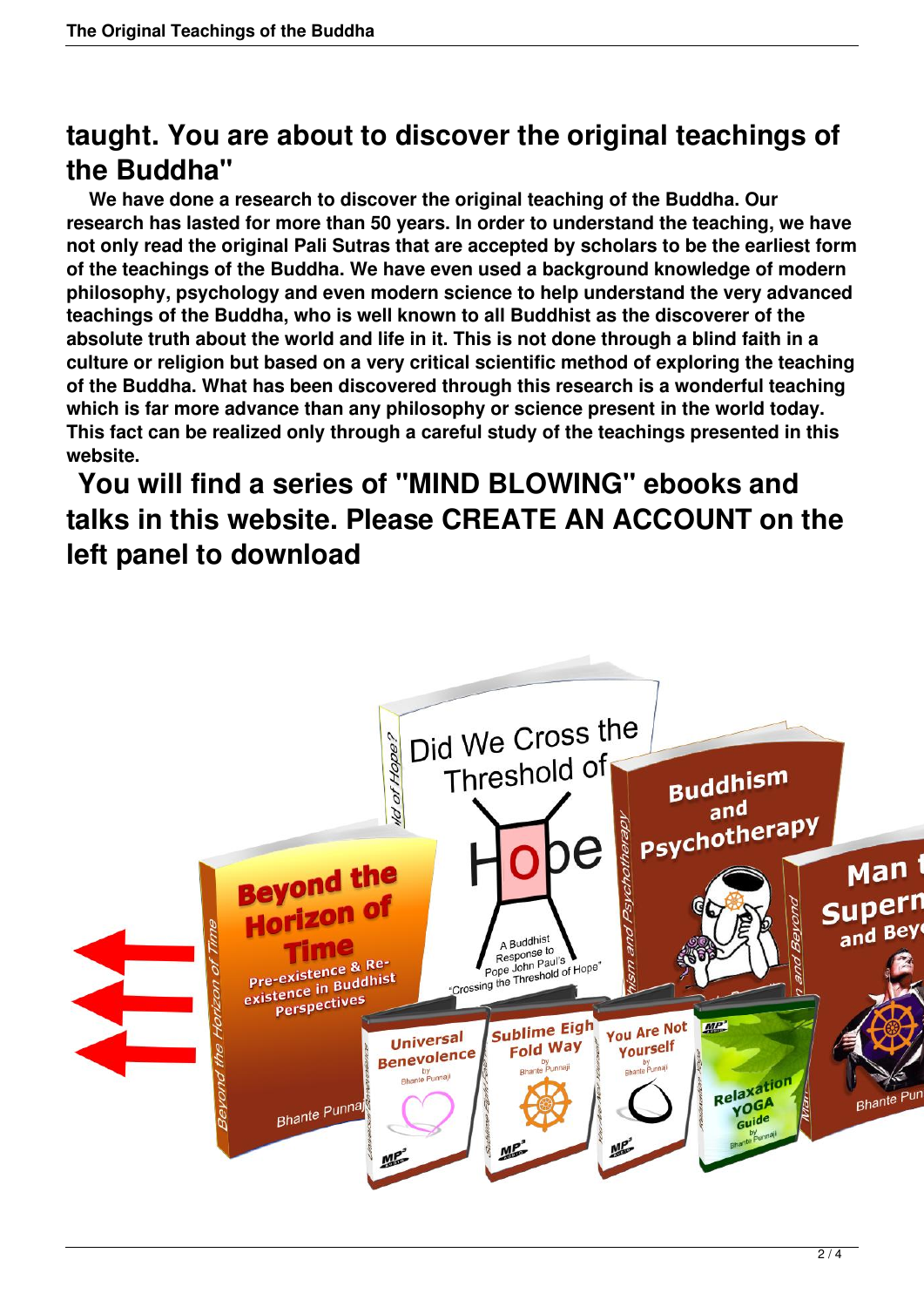## taught. You are about to discover the original teachings of the Buddha"

**We have done a research to discover the original teaching of the Buddha. Our research has lasted for more than 50 years. In order to understand the teaching, we have not only read the original Pali Sutras that are accepted by scholars to be the earliest form of the teachings of the Buddha. We have even used a background knowledge of modern philosophy, psychology and even modern science to help understand the very advanced teachings of the Buddha, who is well known to all Buddhist as the discoverer of the absolute truth about the world and life in it. This is not done through a blind faith in a culture or religion but based on a very critical scientific method of exploring the teaching of the Buddha. What has been discovered through this research is a wonderful teaching which is far more advance than any philosophy or science present in the world today. This fact can be realized only through a careful study of the teachings presented in this website.**

## You will find a series of "MIND BLOWING" ebooks and talks in this website. Please CREATE AN ACCOUNT on the left panel to download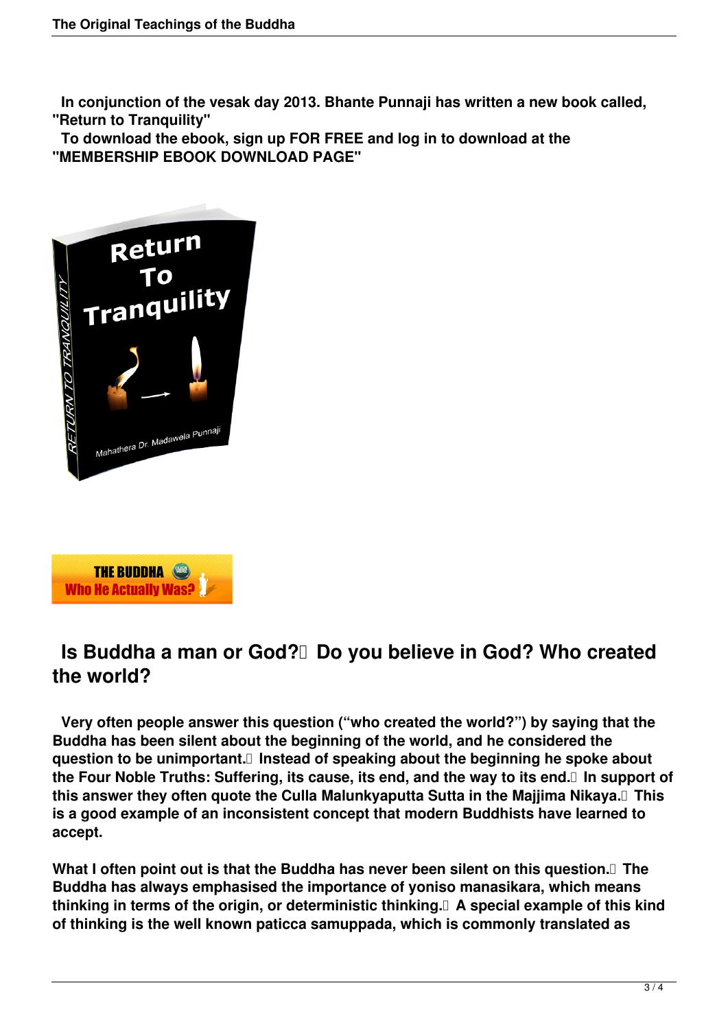**In conjunction of the vesak day 2013. Bhante Punnaji has written a new book called, "Return to Tranquility"**

**To download the ebook, sign up FOR FREE and log in to download at the "MEMBERSHIP EBOOK DOWNLOAD PAGE"**

## Is Buddha a man or God? Do you believe in God? Who created the world?

**Very often people answer this question ("who created the world?") by saying that the Buddha has been silent about the beginning of the world, and he considered the question to be unimportant. Instead of speaking about the beginning he spoke about the Four Noble Truths: Suffering, its cause, its end, and the way to its end. In support of this answer they often quote the Culla Malunkyaputta Sutta in the Majjima Nikaya. This is a good example of an inconsistent concept that modern Buddhists have learned to accept.**

**What I often point out is that the Buddha has never been silent on this question. The Buddha has always emphasised the importance of yoniso manasikara, which means thinking in terms of the origin, or deterministic thinking. A special example of this kind of thinking is the well known paticca samuppada, which is commonly translated as**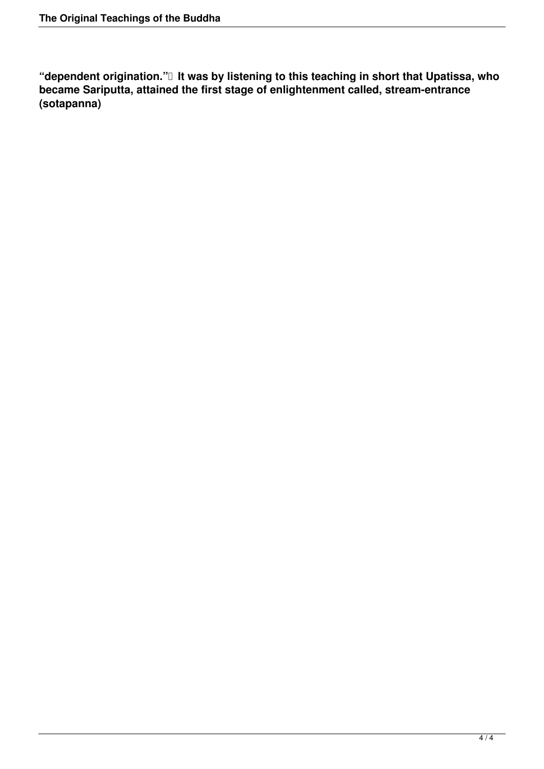**“dependent origination.” It was by listening to this teaching in short that Upatissa, who became Sariputta, attained the first stage of enlightenment called, stream-entrance (sotapanna)**